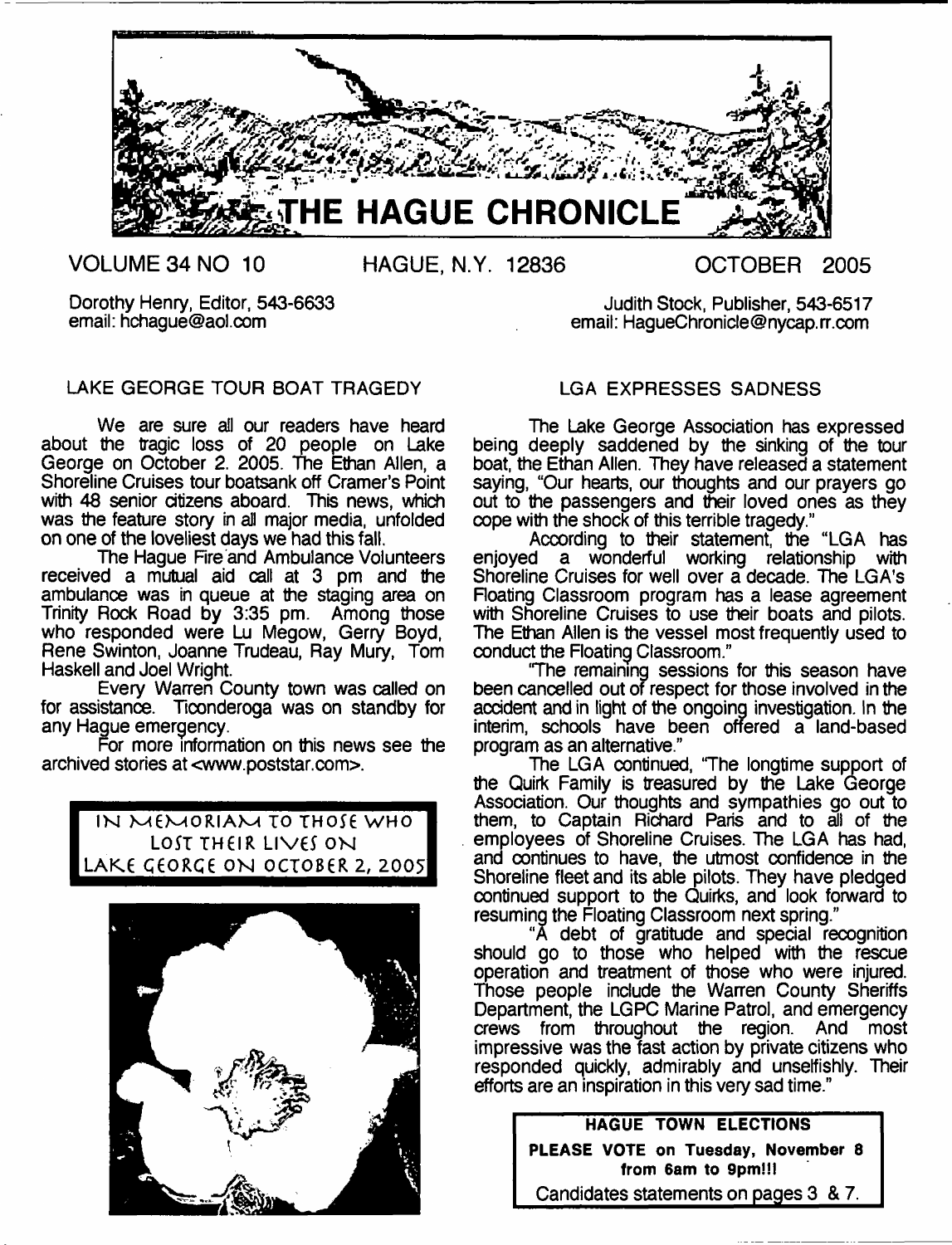# THE HAGUE CHRONICLE

VOLUME 34 NO 10 HAGUE, N.Y. 12836 OCTOBER 2005

Dorothy Henry, Editor, 543-6633
email: hchague@aol.com

Judith Stock, Publisher, 543-6517
email: HagueChronicle@nycap.rr.com

## LAKE GEORGE TOUR BOAT TRAGEDY

We are sure all our readers have heard about the tragic loss of 20 people on Lake George on October 2. 2005. The Ethan Allen, a Shoreline Cruises tour boatsank off Cramer's Point with 48 senior citizens aboard. This news, which was the feature story in all major media, unfolded on one of the loveliest days we had this fall.

The Hague Fire and Ambulance Volunteers received a mutual aid call at 3 pm and the ambulance was in queue at the staging area on Trinity Rock Road by 3:35 pm. Among those who responded were Lu Megow, Gerry Boyd, Rene Swinton, Joanne Trudeau, Ray Mury, Tom Haskell and Joel Wright.

Every Warren County town was called on for assistance. Ticonderoga was on standby for any Hague emergency.

For more information on this news see the archived stories at <www.poststar.com>.

**IN MEMORIAM TO THOSE WHO LOST THEIR LIVES ON LAKE GEORGE ON OCTOBER 2, 2005**

## LGA EXPRESSES SADNESS

The Lake George Association has expressed being deeply saddened by the sinking of the tour boat, the Ethan Allen. They have released a statement saying, "Our hearts, our thoughts and our prayers go out to the passengers and their loved ones as they cope with the shock of this terrible tragedy."

According to their statement, the "LGA has enjoyed a wonderful working relationship with Shoreline Cruises for well over a decade. The LGA's Floating Classroom program has a lease agreement with Shoreline Cruises to use their boats and pilots. The Ethan Allen is the vessel most frequently used to conduct the Floating Classroom."

"The remaining sessions for this season have been cancelled out of respect for those involved in the accident and in light of the ongoing investigation. In the interim, schools have been offered a land-based program as an alternative."

The LGA continued, "The longtime support of the Quirk Family is treasured by the Lake George Association. Our thoughts and sympathies go out to them, to Captain Richard Paris and to all of the employees of Shoreline Cruises. The LGA has had, and continues to have, the utmost confidence in the Shoreline fleet and its able pilots. They have pledged continued support to the Quirks, and look forward to resuming the Floating Classroom next spring."

"A debt of gratitude and special recognition should go to those who helped with the rescue operation and treatment of those who were injured. Those people include the Warren County Sheriffs Department, the LGPC Marine Patrol, and emergency crews from throughout the region. And most impressive was the fast action by private citizens who responded quickly, admirably and unselfishly. Their efforts are an inspiration in this very sad time."

**HAGUE TOWN ELECTIONS**

**PLEASE VOTE on Tuesday, November 8 from 6am to 9pm!!!**

Candidates statements on pages 3 & 7.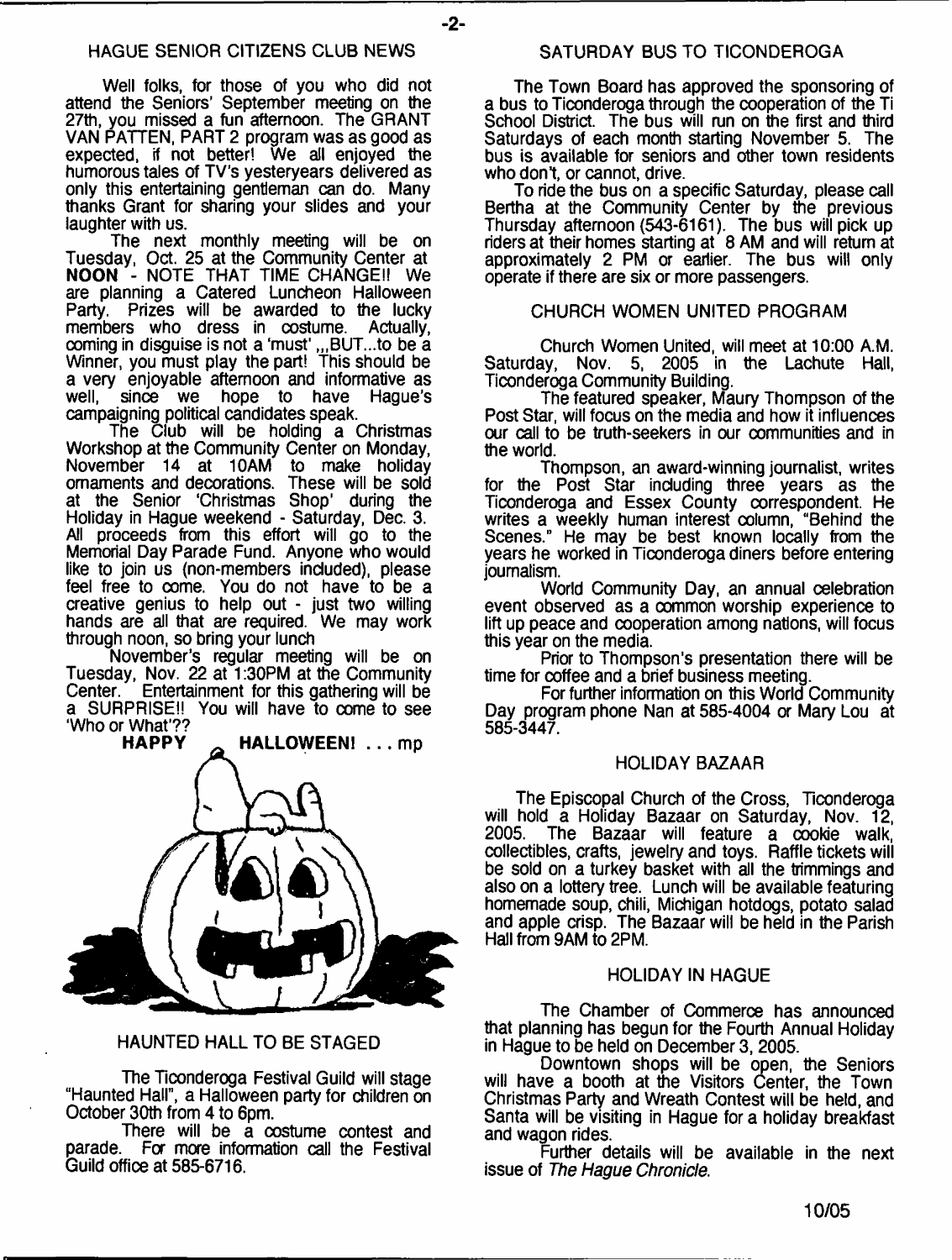## HAGUE SENIOR CITIZENS CLUB NEWS

Well folks, for those of you who did not attend the Seniors' September meeting on the 27th, you missed a fun afternoon. The GRANT VAN PATTEN, PART 2 program was as good as expected, if not better! We all enjoyed the humorous tales of TV's yesteryears delivered as only this entertaining gentleman can do. Many thanks Grant for sharing your slides and your laughter with us.

The next monthly meeting will be on Tuesday, Oct. 25 at the Community Center at **NOON** - NOTE THAT TIME CHANGE!! We are planning a Catered Luncheon Halloween Party. Prizes will be awarded to the lucky members who dress in costume. Actually, coming in disguise is not a 'must' ,,,BUT...to be a Winner, you must play the part! This should be a very enjoyable afternoon and informative as well, since we hope to have Hague's campaigning political candidates speak.

The Club will be holding a Christmas Workshop at the Community Center on Monday, November 14 at 10AM to make holiday ornaments and decorations. These will be sold at the Senior 'Christmas Shop' during the Holiday in Hague weekend - Saturday, Dec. 3. All proceeds from this effort will go to the Memorial Day Parade Fund. Anyone who would like to join us (non-members included), please feel free to come. You do not have to be a creative genius to help out - just two willing hands are all that are required. We may work through noon, so bring your lunch

November's regular meeting will be on Tuesday, Nov. 22 at 1:30PM at the Community Center. Entertainment for this gathering will be a SURPRISE!! You will have to come to see 'Who or What'??

**HAPPY HALLOWEEN!** . . . mp

## HAUNTED HALL TO BE STAGED

The Ticonderoga Festival Guild will stage "Haunted Hall", a Halloween party for children on October 30th from 4 to 6pm.

There will be a costume contest and parade. For more information call the Festival Guild office at 585-6716.

## SATURDAY BUS TO TICONDEROGA

The Town Board has approved the sponsoring of a bus to Ticonderoga through the cooperation of the Ti School District. The bus will run on the first and third Saturdays of each month starting November 5. The bus is available for seniors and other town residents who don't, or cannot, drive.

To ride the bus on a specific Saturday, please call Bertha at the Community Center by the previous Thursday afternoon (543-6161). The bus will pick up riders at their homes starting at 8 AM and will return at approximately 2 PM or earlier. The bus will only operate if there are six or more passengers.

## CHURCH WOMEN UNITED PROGRAM

Church Women United, will meet at 10:00 A.M. Saturday, Nov. 5, 2005 in the Lachute Hall, Ticonderoga Community Building.

The featured speaker, Maury Thompson of the Post Star, will focus on the media and how it influences our call to be truth-seekers in our communities and in the world.

Thompson, an award-winning journalist, writes for the Post Star including three years as the Ticonderoga and Essex County correspondent. He writes a weekly human interest column, "Behind the Scenes." He may be best known locally from the years he worked in Ticonderoga diners before entering journalism.

World Community Day, an annual celebration event observed as a common worship experience to lift up peace and cooperation among nations, will focus this year on the media.

Prior to Thompson's presentation there will be time for coffee and a brief business meeting.

For further information on this World Community Day program phone Nan at 585-4004 or Mary Lou at 585-3447.

## HOLIDAY BAZAAR

The Episcopal Church of the Cross, Ticonderoga will hold a Holiday Bazaar on Saturday, Nov. 12, 2005. The Bazaar will feature a cookie walk, collectibles, crafts, jewelry and toys. Raffle tickets will be sold on a turkey basket with all the trimmings and also on a lottery tree. Lunch will be available featuring homemade soup, chili, Michigan hotdogs, potato salad and apple crisp. The Bazaar will be held in the Parish Hall from 9AM to 2PM.

## HOLIDAY IN HAGUE

The Chamber of Commerce has announced that planning has begun for the Fourth Annual Holiday in Hague to be held on December 3, 2005.

Downtown shops will be open, the Seniors will have a booth at the Visitors Center, the Town Christmas Party and Wreath Contest will be held, and Santa will be visiting in Hague for a holiday breakfast and wagon rides.

Further details will be available in the next issue of *The Hague Chronicle*.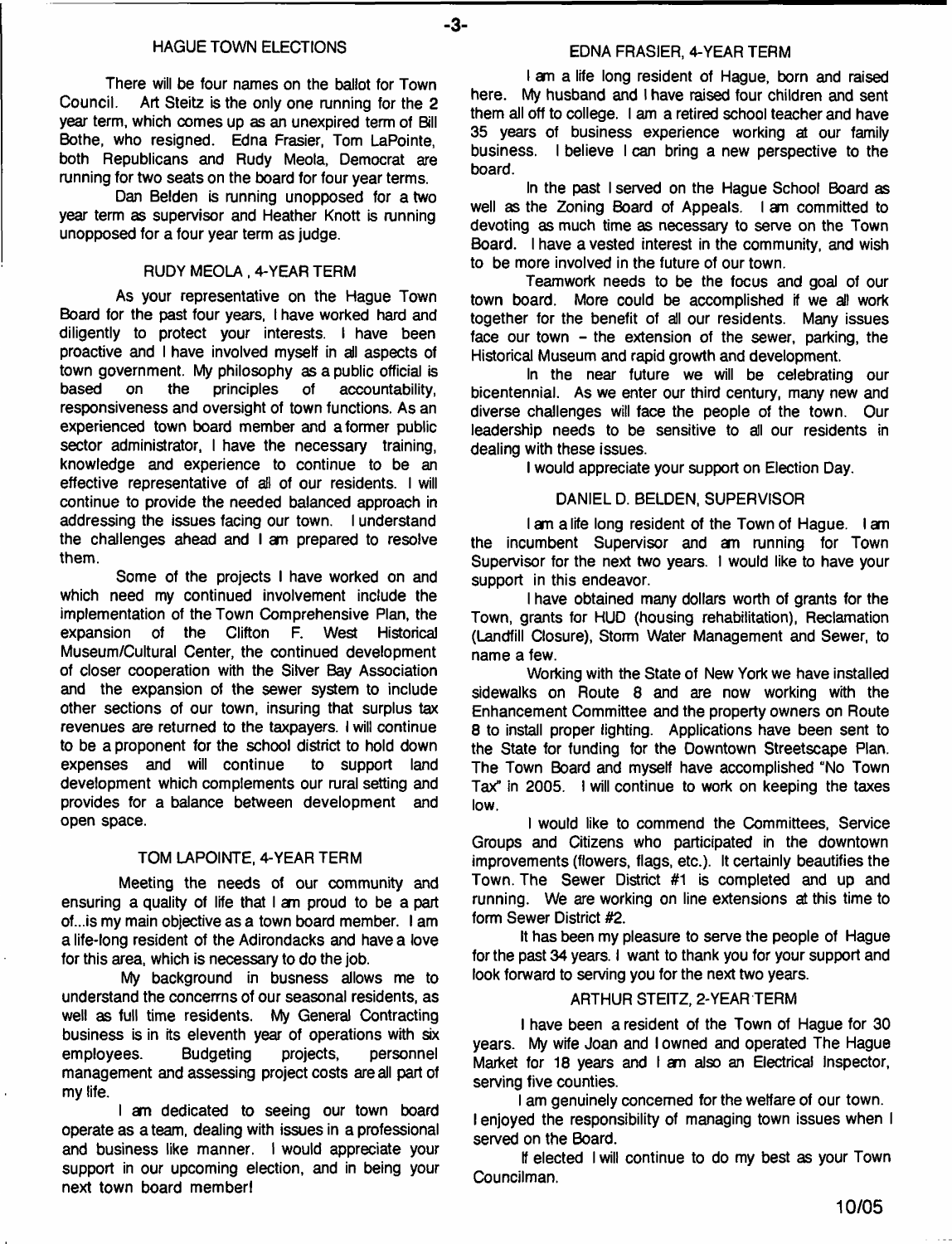## HAGUE TOWN ELECTIONS

There will be four names on the ballot for Town Council. Art Steitz is the only one running for the 2 year term, which comes up as an unexpired term of Bill Bothe, who resigned. Edna Frasier, Tom LaPointe, both Republicans and Rudy Meola, Democrat are running for two seats on the board for four year terms.

Dan Belden is running unopposed for a two year term as supervisor and Heather Knott is running unopposed for a four year term as judge.

### RUDY MEOLA , 4-YEAR TERM

As your representative on the Hague Town Board for the past four years, I have worked hard and diligently to protect your interests. I have been proactive and I have involved myself in all aspects of town government. My philosophy as a public official is based on the principles of accountability, responsiveness and oversight of town functions. As an experienced town board member and a former public sector administrator, I have the necessary training, knowledge and experience to continue to be an effective representative of all of our residents. I will continue to provide the needed balanced approach in addressing the issues facing our town. I understand the challenges ahead and I am prepared to resolve them.

Some of the projects I have worked on and which need my continued involvement include the implementation of the Town Comprehensive Plan, the expansion of the Clifton F. West Historical Museum/Cultural Center, the continued development of closer cooperation with the Silver Bay Association and the expansion of the sewer system to include other sections of our town, insuring that surplus tax revenues are returned to the taxpayers. I will continue to be a proponent for the school district to hold down expenses and will continue to support land development which complements our rural setting and provides for a balance between development and open space.

### TOM LAPOINTE, 4-YEAR TERM

Meeting the needs of our community and ensuring a quality of life that I am proud to be a part of...is my main objective as a town board member. I am a life-long resident of the Adirondacks and have a love for this area, which is necessary to do the job.

My background in busness allows me to understand the concerrns of our seasonal residents, as well as full time residents. My General Contracting business is in its eleventh year of operations with six employees. Budgeting projects, personnel management and assessing project costs are all part of my life.

I am dedicated to seeing our town board operate as a team, dealing with issues in a professional and business like manner. I would appreciate your support in our upcoming election, and in being your next town board member!

### EDNA FRASIER, 4-YEAR TERM

I am a life long resident of Hague, born and raised here. My husband and I have raised four children and sent them all off to college. I am a retired school teacher and have 35 years of business experience working at our family business. I believe I can bring a new perspective to the board.

In the past I served on the Hague School Board as well as the Zoning Board of Appeals. I am committed to devoting as much time as necessary to serve on the Town Board. I have a vested interest in the community, and wish to be more involved in the future of our town.

Teamwork needs to be the focus and goal of our town board. More could be accomplished if we all work together for the benefit of all our residents. Many issues face our town – the extension of the sewer, parking, the Historical Museum and rapid growth and development.

In the near future we will be celebrating our bicentennial. As we enter our third century, many new and diverse challenges will face the people of the town. Our leadership needs to be sensitive to all our residents in dealing with these issues.

I would appreciate your support on Election Day.

### DANIEL D. BELDEN, SUPERVISOR

I am a life long resident of the Town of Hague. I am the incumbent Supervisor and am running for Town Supervisor for the next two years. I would like to have your support in this endeavor.

I have obtained many dollars worth of grants for the Town, grants for HUD (housing rehabilitation), Reclamation (Landfill Closure), Storm Water Management and Sewer, to name a few.

Working with the State of New York we have installed sidewalks on Route 8 and are now working with the Enhancement Committee and the property owners on Route 8 to install proper lighting. Applications have been sent to the State for funding for the Downtown Streetscape Plan. The Town Board and myself have accomplished "No Town Tax" in 2005. I will continue to work on keeping the taxes low.

I would like to commend the Committees, Service Groups and Citizens who participated in the downtown improvements (flowers, flags, etc.). It certainly beautifies the Town. The Sewer District #1 is completed and up and running. We are working on line extensions at this time to form Sewer District #2.

It has been my pleasure to serve the people of Hague for the past 34 years. I want to thank you for your support and look forward to serving you for the next two years.

### ARTHUR STEITZ, 2-YEAR TERM

I have been a resident of the Town of Hague for 30 years. My wife Joan and I owned and operated The Hague Market for 18 years and I am also an Electrical Inspector, serving five counties.

I am genuinely concerned for the welfare of our town. I enjoyed the responsibility of managing town issues when I served on the Board.

If elected I will continue to do my best as your Town Councilman.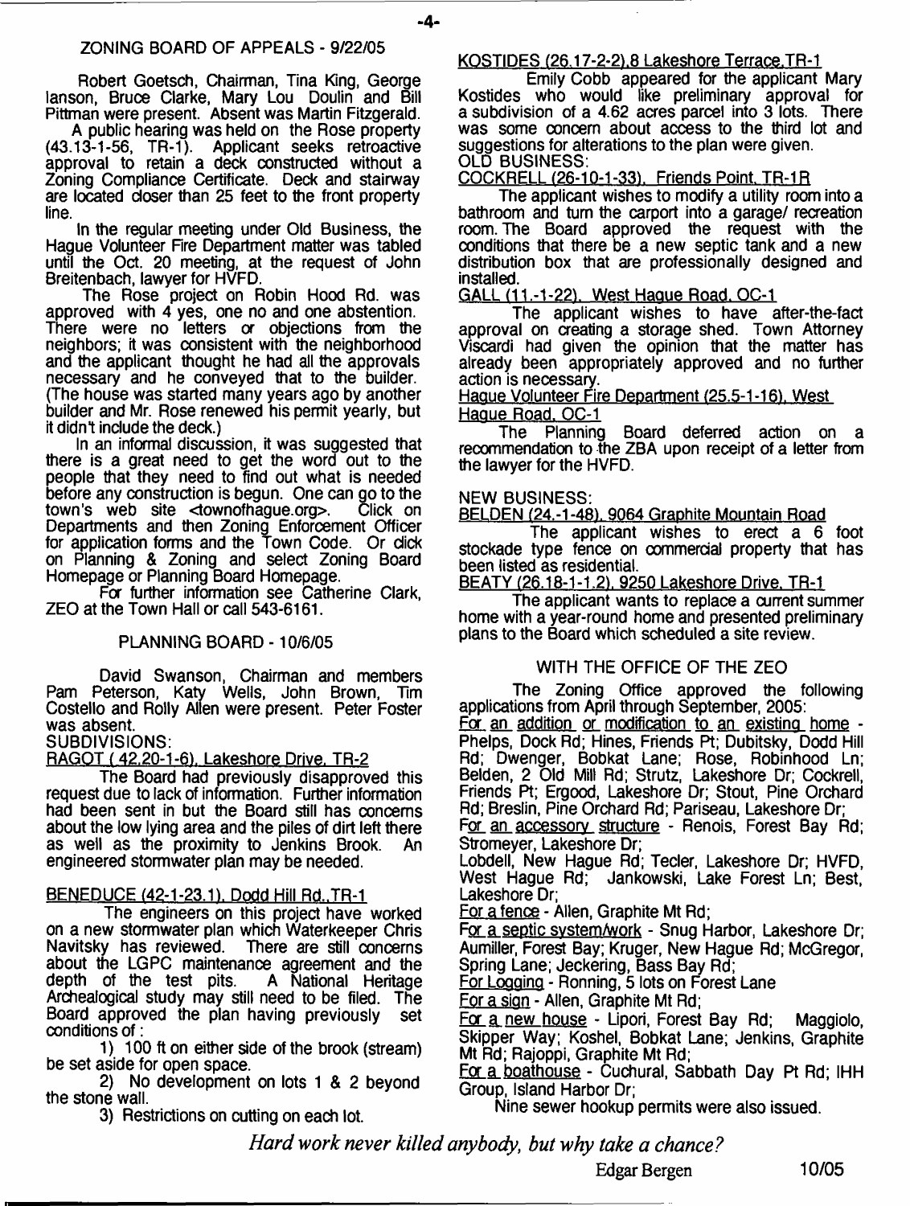## ZONING BOARD OF APPEALS - 9/22/05

Robert Goetsch, Chairman, Tina King, George Ianson, Bruce Clarke, Mary Lou Doulin and Bill Pittman were present. Absent was Martin Fitzgerald.

A public hearing was held on the Rose property (43.13-1-56, TR-1). Applicant seeks retroactive approval to retain a deck constructed without a Zoning Compliance Certificate. Deck and stairway are located closer than 25 feet to the front property line.

In the regular meeting under Old Business, the Hague Volunteer Fire Department matter was tabled until the Oct. 20 meeting, at the request of John Breitenbach, lawyer for HVFD.

The Rose project on Robin Hood Rd. was approved with 4 yes, one no and one abstention. There were no letters or objections from the neighbors; it was consistent with the neighborhood and the applicant thought he had all the approvals necessary and he conveyed that to the builder. (The house was started many years ago by another builder and Mr. Rose renewed his permit yearly, but it didn't include the deck.)

In an informal discussion, it was suggested that there is a great need to get the word out to the people that they need to find out what is needed before any construction is begun. One can go to the town's web site <townofhague.org>. Click on Departments and then Zoning Enforcement Officer for application forms and the Town Code. Or click on Planning & Zoning and select Zoning Board Homepage or Planning Board Homepage.

For further information see Catherine Clark, ZEO at the Town Hall or call 543-6161.

## PLANNING BOARD - 10/6/05

David Swanson, Chairman and members Pam Peterson, Katy Wells, John Brown, Tim Costello and Rolly Allen were present. Peter Foster was absent.

SUBDIVISIONS:

RAGOT ( 42.20-1-6), Lakeshore Drive, TR-2

The Board had previously disapproved this request due to lack of information. Further information had been sent in but the Board still has concerns about the low lying area and the piles of dirt left there as well as the proximity to Jenkins Brook. An engineered stormwater plan may be needed.

BENEDUCE (42-1-23.1), Dodd Hill Rd.,TR-1

The engineers on this project have worked on a new stormwater plan which Waterkeeper Chris Navitsky has reviewed. There are still concerns about the LGPC maintenance agreement and the depth of the test pits. A National Heritage Archealogical study may still need to be filed. The Board approved the plan having previously set conditions of :

1) 100 ft on either side of the brook (stream) be set aside for open space.

2) No development on lots 1 & 2 beyond the stone wall.

3) Restrictions on cutting on each lot.

KOSTIDES (26.17-2-2),8 Lakeshore Terrace,TR-1

Emily Cobb appeared for the applicant Mary Kostides who would like preliminary approval for a subdivision of a 4.62 acres parcel into 3 lots. There was some concern about access to the third lot and suggestions for alterations to the plan were given.

OLD BUSINESS:

COCKRELL (26-10-1-33), Friends Point, TR-1R

The applicant wishes to modify a utility room into a bathroom and turn the carport into a garage/ recreation room. The Board approved the request with the conditions that there be a new septic tank and a new distribution box that are professionally designed and installed.

GALL (11.-1-22), West Hague Road, OC-1

The applicant wishes to have after-the-fact approval on creating a storage shed. Town Attorney Viscardi had given the opinion that the matter has already been appropriately approved and no further action is necessary.

Hague Volunteer Fire Department (25.5-1-16), West Hague Road, OC-1

The Planning Board deferred action on a recommendation to the ZBA upon receipt of a letter from the lawyer for the HVFD.

NEW BUSINESS:

BELDEN (24.-1-48), 9064 Graphite Mountain Road

The applicant wishes to erect a 6 foot stockade type fence on commercial property that has been listed as residential.

BEATY (26.18-1-1.2), 9250 Lakeshore Drive, TR-1

The applicant wants to replace a current summer home with a year-round home and presented preliminary plans to the Board which scheduled a site review.

## WITH THE OFFICE OF THE ZEO

The Zoning Office approved the following applications from April through September, 2005:

For an addition or modification to an existing home - Phelps, Dock Rd; Hines, Friends Pt; Dubitsky, Dodd Hill Rd; Dwenger, Bobkat Lane; Rose, Robinhood Ln; Belden, 2 Old Mill Rd; Strutz, Lakeshore Dr; Cockrell, Friends Pt; Ergood, Lakeshore Dr; Stout, Pine Orchard Rd; Breslin, Pine Orchard Rd; Pariseau, Lakeshore Dr;

For an accessory structure - Renois, Forest Bay Rd; Stromeyer, Lakeshore Dr;

Lobdell, New Hague Rd; Tecler, Lakeshore Dr; HVFD, West Hague Rd; Jankowski, Lake Forest Ln; Best, Lakeshore Dr;

For a fence - Allen, Graphite Mt Rd;

For a septic system/work - Snug Harbor, Lakeshore Dr; Aumiller, Forest Bay; Kruger, New Hague Rd; McGregor, Spring Lane; Jeckering, Bass Bay Rd;

For Logging - Ronning, 5 lots on Forest Lane

For a sign - Allen, Graphite Mt Rd;

For a new house - Lipori, Forest Bay Rd; Maggiolo, Skipper Way; Koshel, Bobkat Lane; Jenkins, Graphite Mt Rd; Rajoppi, Graphite Mt Rd;

For a boathouse - Cuchural, Sabbath Day Pt Rd; IHH Group, Island Harbor Dr;

Nine sewer hookup permits were also issued.

*Hard work never killed anybody, but why take a chance?*

Edgar Bergen 10/05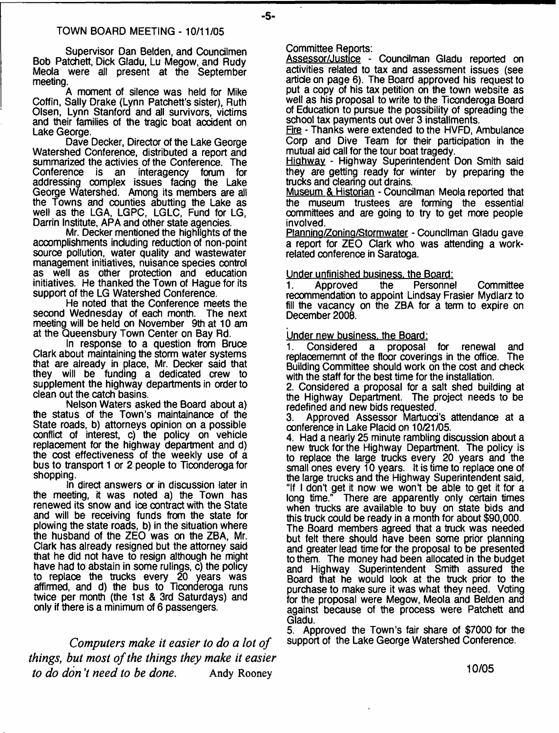## TOWN BOARD MEETING - 10/11/05

Supervisor Dan Belden, and Councilmen Bob Patchett, Dick Gladu, Lu Megow, and Rudy Meola were all present at the September meeting.

A moment of silence was held for Mike Coffin, Sally Drake (Lynn Patchett's sister), Ruth Olsen, Lynn Stanford and all survivors, victims and their families of the tragic boat accident on Lake George.

Dave Decker, Director of the Lake George Watershed Conference, distributed a report and summarized the activies of the Conference. The Conference is an interagency forum for addressing complex issues facing the Lake George Watershed. Among its members are all the Towns and counties abutting the Lake as well as the LGA, LGPC, LGLC, Fund for LG, Darrin Institute, APA and other state agencies.

Mr. Decker mentioned the highlights of the accomplishments including reduction of non-point source pollution, water quality and wastewater management initiatives, nuisance species control as well as other protection and education initiatives. He thanked the Town of Hague for its support of the LG Watershed Conference.

He noted that the Conference meets the second Wednesday of each month. The next meeting will be held on November 9th at 10 am at the Queensbury Town Center on Bay Rd.

In response to a question from Bruce Clark about maintaining the storm water systems that are already in place, Mr. Decker said that they will be funding a dedicated crew to supplement the highway departments in order to clean out the catch basins.

Nelson Waters asked the Board about a) the status of the Town's maintainance of the State roads, b) attorneys opinion on a possible conflict of interest, c) the policy on vehicle replacement for the highway department and d) the cost effectiveness of the weekly use of a bus to transport 1 or 2 people to Ticonderoga for shopping.

In direct answers or in discussion later in the meeting, it was noted a) the Town has renewed its snow and ice contract with the State and will be receiving funds from the state for plowing the state roads, b) in the situation where the husband of the ZEO was on the ZBA, Mr. Clark has already resigned but the attorney said that he did not have to resign although he might have had to abstain in some rulings, c) the policy to replace the trucks every 20 years was affirmed, and d) the bus to Ticonderoga runs twice per month (the 1st & 3rd Saturdays) and only if there is a minimum of 6 passengers.

*Computers make it easier to do a lot of things, but most of the things they make it easier to do don't need to be done.* Andy Rooney

Committee Reports:

Assessor/Justice - Councilman Gladu reported on activities related to tax and assessment issues (see article on page 6). The Board approved his request to put a copy of his tax petition on the town website as well as his proposal to write to the Ticonderoga Board of Education to pursue the possibility of spreading the school tax payments out over 3 installments.

Fire - Thanks were extended to the HVFD, Ambulance Corp and Dive Team for their participation in the mutual aid call for the tour boat tragedy.

Highway - Highway Superintendent Don Smith said they are getting ready for winter by preparing the trucks and clearing out drains.

Museum & Historian - Councilman Meola reported that the museum trustees are forming the essential committees and are going to try to get more people involved.

Planning/Zoning/Stormwater - Councilman Gladu gave a report for ZEO Clark who was attending a work-related conference in Saratoga.

Under unfinished business, the Board:

1. Approved the Personnel Committee recommendation to appoint Lindsay Frasier Mydlarz to fill the vacancy on the ZBA for a term to expire on December 2008.

Under new business, the Board:

1. Considered a proposal for renewal and replacememnt of the floor coverings in the office. The Building Committee should work on the cost and check with the staff for the best time for the installation.
2. Considered a proposal for a salt shed building at the Highway Department. The project needs to be redefined and new bids requested.
3. Approved Assessor Martucci's attendance at a conference in Lake Placid on 10/21/05.
4. Had a nearly 25 minute rambling discussion about a new truck for the Highway Department. The policy is to replace the large trucks every 20 years and the small ones every 10 years. It is time to replace one of the large trucks and the Highway Superintendent said, "If I don't get it now we won't be able to get it for a long time." There are apparently only certain times when trucks are available to buy on state bids and this truck could be ready in a month for about $90,000. The Board members agreed that a truck was needed but felt there should have been some prior planning and greater lead time for the proposal to be presented to them. The money had been allocated in the budget and Highway Superintendent Smith assured the Board that he would look at the truck prior to the purchase to make sure it was what they need. Voting for the proposal were Megow, Meola and Belden and against because of the process were Patchett and Gladu.
5. Approved the Town's fair share of $7000 for the support of the Lake George Watershed Conference.

10/05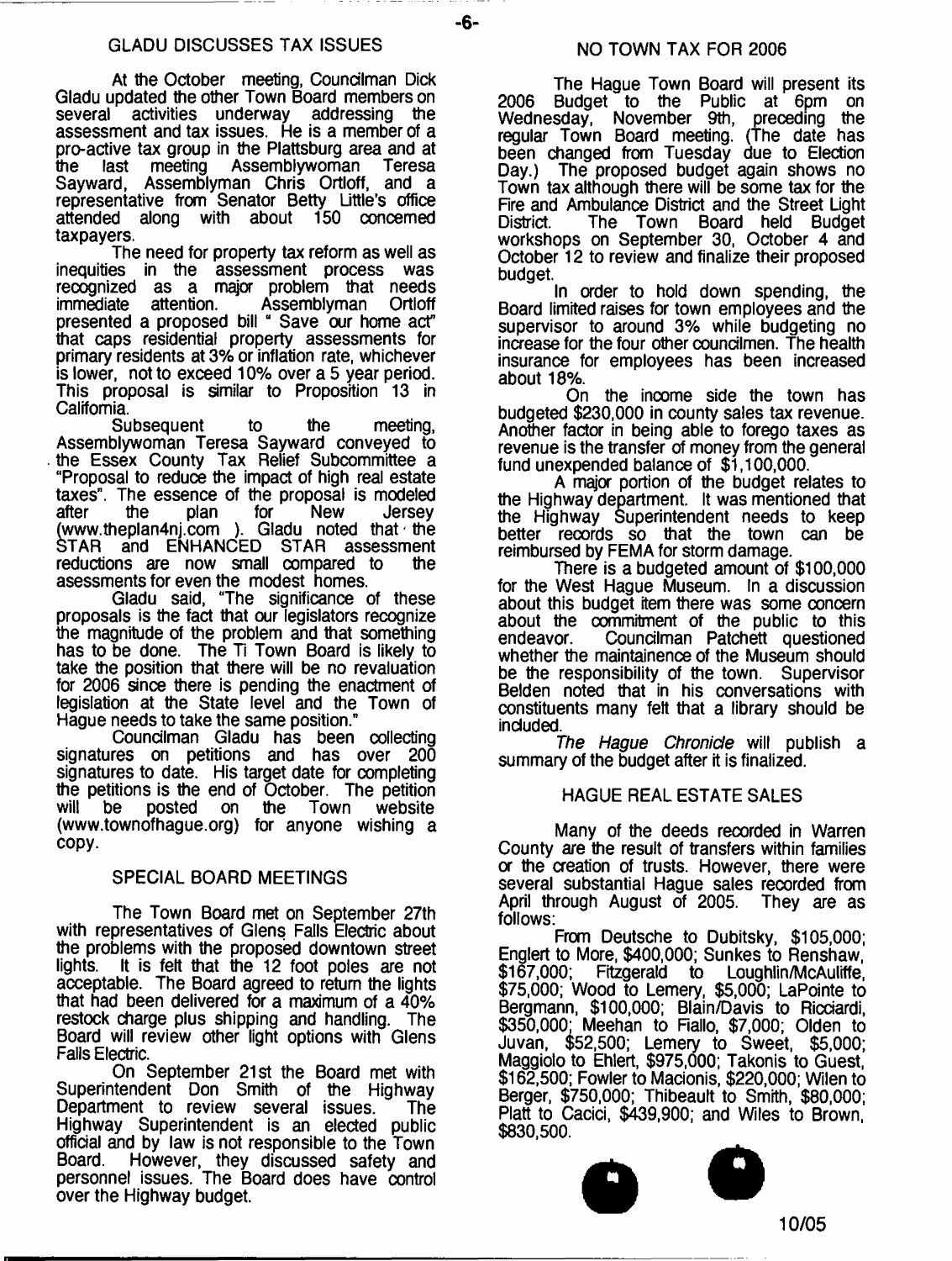## GLADU DISCUSSES TAX ISSUES

At the October meeting, Councilman Dick Gladu updated the other Town Board members on several activities underway addressing the assessment and tax issues. He is a member of a pro-active tax group in the Plattsburg area and at the last meeting Assemblywoman Teresa Sayward, Assemblyman Chris Ortloff, and a representative from Senator Betty Little's office attended along with about 150 concerned taxpayers.

The need for property tax reform as well as inequities in the assessment process was recognized as a major problem that needs immediate attention. Assemblyman Ortloff presented a proposed bill " Save our home act" that caps residential property assessments for primary residents at 3% or inflation rate, whichever is lower, not to exceed 10% over a 5 year period. This proposal is similar to Proposition 13 in California.

Subsequent to the meeting, Assemblywoman Teresa Sayward conveyed to the Essex County Tax Relief Subcommittee a "Proposal to reduce the impact of high real estate taxes". The essence of the proposal is modeled after the plan for New Jersey (www.theplan4nj.com ). Gladu noted that the STAR and ENHANCED STAR assessment reductions are now small compared to the asessments for even the modest homes.

Gladu said, "The significance of these proposals is the fact that our legislators recognize the magnitude of the problem and that something has to be done. The Ti Town Board is likely to take the position that there will be no revaluation for 2006 since there is pending the enactment of legislation at the State level and the Town of Hague needs to take the same position."

Councilman Gladu has been collecting signatures on petitions and has over 200 signatures to date. His target date for completing the petitions is the end of October. The petition will be posted on the Town website (www.townofhague.org) for anyone wishing a copy.

## SPECIAL BOARD MEETINGS

The Town Board met on September 27th with representatives of Glens Falls Electric about the problems with the proposed downtown street lights. It is felt that the 12 foot poles are not acceptable. The Board agreed to return the lights that had been delivered for a maximum of a 40% restock charge plus shipping and handling. The Board will review other light options with Glens Falls Electric.

On September 21st the Board met with Superintendent Don Smith of the Highway Department to review several issues. The Highway Superintendent is an elected public official and by law is not responsible to the Town Board. However, they discussed safety and personnel issues. The Board does have control over the Highway budget.

## NO TOWN TAX FOR 2006

The Hague Town Board will present its 2006 Budget to the Public at 6pm on Wednesday, November 9th, preceding the regular Town Board meeting. (The date has been changed from Tuesday due to Election Day.) The proposed budget again shows no Town tax although there will be some tax for the Fire and Ambulance District and the Street Light District. The Town Board held Budget workshops on September 30, October 4 and October 12 to review and finalize their proposed budget.

In order to hold down spending, the Board limited raises for town employees and the supervisor to around 3% while budgeting no increase for the four other councilmen. The health insurance for employees has been increased about 18%.

On the income side the town has budgeted $230,000 in county sales tax revenue. Another factor in being able to forego taxes as revenue is the transfer of money from the general fund unexpended balance of $1,100,000.

A major portion of the budget relates to the Highway department. It was mentioned that the Highway Superintendent needs to keep better records so that the town can be reimbursed by FEMA for storm damage.

There is a budgeted amount of $100,000 for the West Hague Museum. In a discussion about this budget item there was some concern about the commitment of the public to this endeavor. Councilman Patchett questioned whether the maintainence of the Museum should be the responsibility of the town. Supervisor Belden noted that in his conversations with constituents many felt that a library should be included.

*The Hague Chronicle* will publish a summary of the budget after it is finalized.

## HAGUE REAL ESTATE SALES

Many of the deeds recorded in Warren County are the result of transfers within families or the creation of trusts. However, there were several substantial Hague sales recorded from April through August of 2005. They are as follows:

From Deutsche to Dubitsky, $105,000; Englert to More, $400,000; Sunkes to Renshaw, $167,000; Fitzgerald to Loughlin/McAuliffe, $75,000; Wood to Lemery, $5,000; LaPointe to Bergmann, $100,000; Blain/Davis to Ricciardi, $350,000; Meehan to Fiallo, $7,000; Olden to Juvan, $52,500; Lemery to Sweet, $5,000; Maggiolo to Ehlert, $975,000; Takonis to Guest, $162,500; Fowler to Macionis, $220,000; Wilen to Berger, $750,000; Thibeault to Smith, $80,000; Platt to Cacici, $439,900; and Wiles to Brown, $830,500.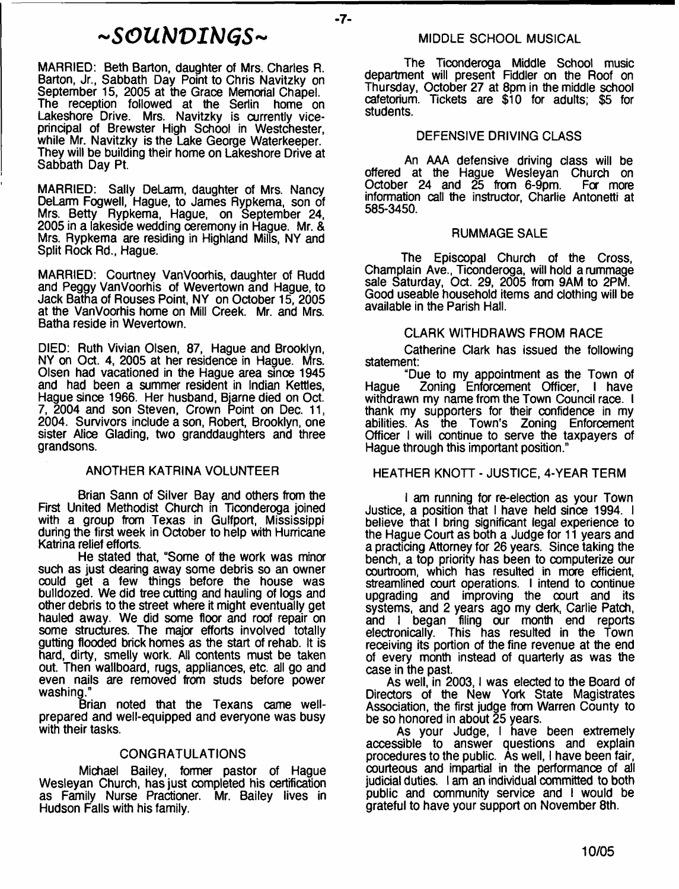# ~SOUNDINGS~

MARRIED: Beth Barton, daughter of Mrs. Charles R. Barton, Jr., Sabbath Day Point to Chris Navitzky on September 15, 2005 at the Grace Memorial Chapel. The reception followed at the Serlin home on Lakeshore Drive. Mrs. Navitzky is currently vice-principal of Brewster High School in Westchester, while Mr. Navitzky is the Lake George Waterkeeper. They will be building their home on Lakeshore Drive at Sabbath Day Pt.

MARRIED: Sally DeLarm, daughter of Mrs. Nancy DeLarm Fogwell, Hague, to James Rypkema, son of Mrs. Betty Rypkema, Hague, on September 24, 2005 in a lakeside wedding ceremony in Hague. Mr. & Mrs. Rypkema are residing in Highland Mills, NY and Split Rock Rd., Hague.

MARRIED: Courtney VanVoorhis, daughter of Rudd and Peggy VanVoorhis of Wevertown and Hague, to Jack Batha of Rouses Point, NY on October 15, 2005 at the VanVoorhis home on Mill Creek. Mr. and Mrs. Batha reside in Wevertown.

DIED: Ruth Vivian Olsen, 87, Hague and Brooklyn, NY on Oct. 4, 2005 at her residence in Hague. Mrs. Olsen had vacationed in the Hague area since 1945 and had been a summer resident in Indian Kettles, Hague since 1966. Her husband, Bjarne died on Oct. 7, 2004 and son Steven, Crown Point on Dec. 11, 2004. Survivors include a son, Robert, Brooklyn, one sister Alice Glading, two granddaughters and three grandsons.

## ANOTHER KATRINA VOLUNTEER

Brian Sann of Silver Bay and others from the First United Methodist Church in Ticonderoga joined with a group from Texas in Gulfport, Mississippi during the first week in October to help with Hurricane Katrina relief efforts.

He stated that, "Some of the work was minor such as just clearing away some debris so an owner could get a few things before the house was bulldozed. We did tree cutting and hauling of logs and other debris to the street where it might eventually get hauled away. We did some floor and roof repair on some structures. The major efforts involved totally gutting flooded brick homes as the start of rehab. It is hard, dirty, smelly work. All contents must be taken out. Then wallboard, rugs, appliances, etc. all go and even nails are removed from studs before power washing."

Brian noted that the Texans came well-prepared and well-equipped and everyone was busy with their tasks.

## CONGRATULATIONS

Michael Bailey, former pastor of Hague Wesleyan Church, has just completed his certification as Family Nurse Practioner. Mr. Bailey lives in Hudson Falls with his family.

## MIDDLE SCHOOL MUSICAL

The Ticonderoga Middle School music department will present Fiddler on the Roof on Thursday, October 27 at 8pm in the middle school cafetorium. Tickets are $10 for adults; $5 for students.

## DEFENSIVE DRIVING CLASS

An AAA defensive driving class will be offered at the Hague Wesleyan Church on October 24 and 25 from 6-9pm. For more information call the instructor, Charlie Antonetti at 585-3450.

## RUMMAGE SALE

The Episcopal Church of the Cross, Champlain Ave., Ticonderoga, will hold a rummage sale Saturday, Oct. 29, 2005 from 9AM to 2PM. Good useable household items and clothing will be available in the Parish Hall.

## CLARK WITHDRAWS FROM RACE

Catherine Clark has issued the following statement:

"Due to my appointment as the Town of Hague Zoning Enforcement Officer, I have withdrawn my name from the Town Council race. I thank my supporters for their confidence in my abilities. As the Town's Zoning Enforcement Officer I will continue to serve the taxpayers of Hague through this important position."

## HEATHER KNOTT - JUSTICE, 4-YEAR TERM

I am running for re-election as your Town Justice, a position that I have held since 1994. I believe that I bring significant legal experience to the Hague Court as both a Judge for 11 years and a practicing Attorney for 26 years. Since taking the bench, a top priority has been to computerize our courtroom, which has resulted in more efficient, streamlined court operations. I intend to continue upgrading and improving the court and its systems, and 2 years ago my clerk, Carlie Patch, and I began filing our month end reports electronically. This has resulted in the Town receiving its portion of the fine revenue at the end of every month instead of quarterly as was the case in the past.

As well, in 2003, I was elected to the Board of Directors of the New York State Magistrates Association, the first judge from Warren County to be so honored in about 25 years.

As your Judge, I have been extremely accessible to answer questions and explain procedures to the public. As well, I have been fair, courteous and impartial in the performance of all judicial duties. I am an individual committed to both public and community service and I would be grateful to have your support on November 8th.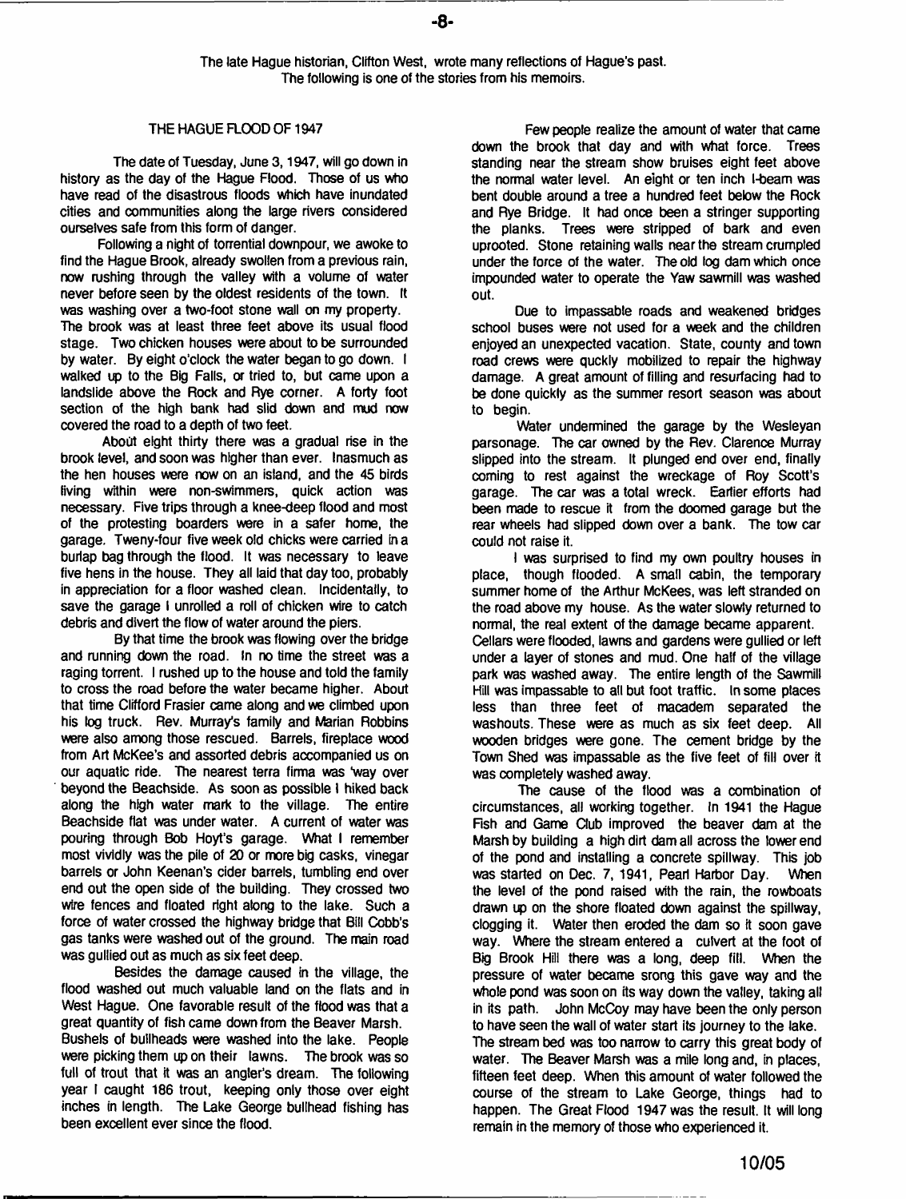The late Hague historian, Clifton West, wrote many reflections of Hague's past. The following is one of the stories from his memoirs.

## THE HAGUE FLOOD OF 1947

The date of Tuesday, June 3, 1947, will go down in history as the day of the Hague Flood. Those of us who have read of the disastrous floods which have inundated cities and communities along the large rivers considered ourselves safe from this form of danger.

Following a night of torrential downpour, we awoke to find the Hague Brook, already swollen from a previous rain, now rushing through the valley with a volume of water never before seen by the oldest residents of the town. It was washing over a two-foot stone wall on my property. The brook was at least three feet above its usual flood stage. Two chicken houses were about to be surrounded by water. By eight o'clock the water began to go down. I walked up to the Big Falls, or tried to, but came upon a landslide above the Rock and Rye corner. A forty foot section of the high bank had slid down and mud now covered the road to a depth of two feet.

About eight thirty there was a gradual rise in the brook level, and soon was higher than ever. Inasmuch as the hen houses were now on an island, and the 45 birds living within were non-swimmers, quick action was necessary. Five trips through a knee-deep flood and most of the protesting boarders were in a safer home, the garage. Twenty-four five week old chicks were carried in a burlap bag through the flood. It was necessary to leave five hens in the house. They all laid that day too, probably in appreciation for a floor washed clean. Incidentally, to save the garage I unrolled a roll of chicken wire to catch debris and divert the flow of water around the piers.

By that time the brook was flowing over the bridge and running down the road. In no time the street was a raging torrent. I rushed up to the house and told the family to cross the road before the water became higher. About that time Clifford Frasier came along and we climbed upon his log truck. Rev. Murray's family and Marian Robbins were also among those rescued. Barrels, fireplace wood from Art McKee's and assorted debris accompanied us on our aquatic ride. The nearest terra firma was 'way over beyond the Beachside. As soon as possible I hiked back along the high water mark to the village. The entire Beachside flat was under water. A current of water was pouring through Bob Hoyt's garage. What I remember most vividly was the pile of 20 or more big casks, vinegar barrels or John Keenan's cider barrels, tumbling end over end out the open side of the building. They crossed two wire fences and floated right along to the lake. Such a force of water crossed the highway bridge that Bill Cobb's gas tanks were washed out of the ground. The main road was gullied out as much as six feet deep.

Besides the damage caused in the village, the flood washed out much valuable land on the flats and in West Hague. One favorable result of the flood was that a great quantity of fish came down from the Beaver Marsh. Bushels of bullheads were washed into the lake. People were picking them up on their lawns. The brook was so full of trout that it was an angler's dream. The following year I caught 186 trout, keeping only those over eight inches in length. The Lake George bullhead fishing has been excellent ever since the flood.

Few people realize the amount of water that came down the brook that day and with what force. Trees standing near the stream show bruises eight feet above the normal water level. An eight or ten inch I-beam was bent double around a tree a hundred feet below the Rock and Rye Bridge. It had once been a stringer supporting the planks. Trees were stripped of bark and even uprooted. Stone retaining walls near the stream crumpled under the force of the water. The old log dam which once impounded water to operate the Yaw sawmill was washed out.

Due to impassable roads and weakened bridges school buses were not used for a week and the children enjoyed an unexpected vacation. State, county and town road crews were quckly mobilized to repair the highway damage. A great amount of filling and resurfacing had to be done quickly as the summer resort season was about to begin.

Water undermined the garage by the Wesleyan parsonage. The car owned by the Rev. Clarence Murray slipped into the stream. It plunged end over end, finally coming to rest against the wreckage of Roy Scott's garage. The car was a total wreck. Earlier efforts had been made to rescue it from the doomed garage but the rear wheels had slipped down over a bank. The tow car could not raise it.

I was surprised to find my own poultry houses in place, though flooded. A small cabin, the temporary summer home of the Arthur McKees, was left stranded on the road above my house. As the water slowly returned to normal, the real extent of the damage became apparent. Cellars were flooded, lawns and gardens were gullied or left under a layer of stones and mud. One half of the village park was washed away. The entire length of the Sawmill Hill was impassable to all but foot traffic. In some places less than three feet of macadem separated the washouts. These were as much as six feet deep. All wooden bridges were gone. The cement bridge by the Town Shed was impassable as the five feet of fill over it was completely washed away.

The cause of the flood was a combination of circumstances, all working together. In 1941 the Hague Fish and Game Club improved the beaver dam at the Marsh by building a high dirt dam all across the lower end of the pond and installing a concrete spillway. This job was started on Dec. 7, 1941, Pearl Harbor Day. When the level of the pond raised with the rain, the rowboats drawn up on the shore floated down against the spillway, clogging it. Water then eroded the dam so it soon gave way. Where the stream entered a culvert at the foot of Big Brook Hill there was a long, deep fill. When the pressure of water became srong this gave way and the whole pond was soon on its way down the valley, taking all in its path. John McCoy may have been the only person to have seen the wall of water start its journey to the lake. The stream bed was too narrow to carry this great body of water. The Beaver Marsh was a mile long and, in places, fifteen feet deep. When this amount of water followed the course of the stream to Lake George, things had to happen. The Great Flood 1947 was the result. It will long remain in the memory of those who experienced it.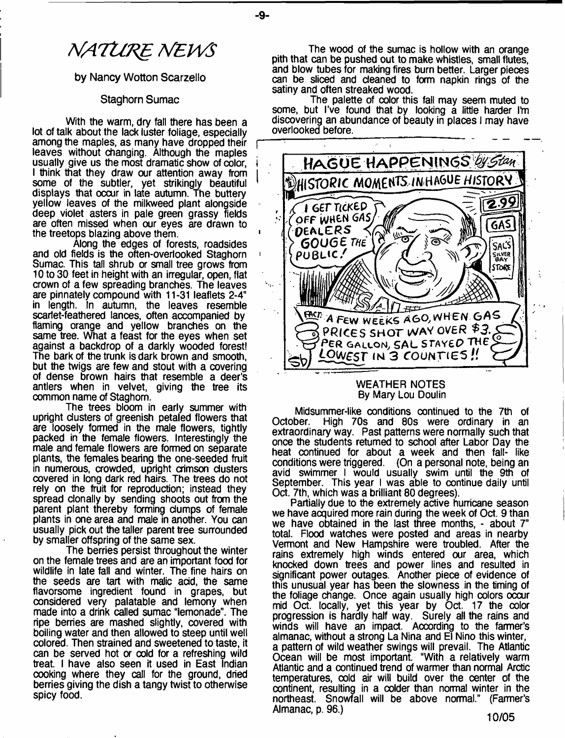# NATURE NEWS

by Nancy Wotton Scarzello

## Staghorn Sumac

With the warm, dry fall there has been a lot of talk about the lack luster foliage, especially among the maples, as many have dropped their leaves without changing. Although the maples usually give us the most dramatic show of color, I think that they draw our attention away from some of the subtler, yet strikingly beautiful displays that occur in late autumn. The buttery yellow leaves of the milkweed plant alongside deep violet asters in pale green grassy fields are often missed when our eyes are drawn to the treetops blazing above them.

Along the edges of forests, roadsides and old fields is the often-overlooked Staghorn Sumac. This tall shrub or small tree grows from 10 to 30 feet in height with an irregular, open, flat crown of a few spreading branches. The leaves are pinnately compound with 11-31 leaflets 2-4" in length. In autumn, the leaves resemble scarlet-feathered lances, often accompanied by flaming orange and yellow branches on the same tree. What a feast for the eyes when set against a backdrop of a darkly wooded forest! The bark of the trunk is dark brown and smooth, but the twigs are few and stout with a covering of dense brown hairs that resemble a deer's antlers when in velvet, giving the tree its common name of Staghorn.

The trees bloom in early summer with upright clusters of greenish petaled flowers that are loosely formed in the male flowers, tightly packed in the female flowers. Interestingly the male and female flowers are formed on separate plants, the females bearing the one-seeded fruit in numerous, crowded, upright crimson clusters covered in long dark red hairs. The trees do not rely on the fruit for reproduction; instead they spread clonally by sending shoots out from the parent plant thereby forming clumps of female plants in one area and male in another. You can usually pick out the taller parent tree surrounded by smaller offspring of the same sex.

The berries persist throughout the winter on the female trees and are an important food for wildlife in late fall and winter. The fine hairs on the seeds are tart with malic acid, the same flavorsome ingredient found in grapes, but considered very palatable and lemony when made into a drink called sumac "lemonade". The ripe berries are mashed slightly, covered with boiling water and then allowed to steep until well colored. Then strained and sweetened to taste, it can be served hot or cold for a refreshing wild treat. I have also seen it used in East Indian cooking where they call for the ground, dried berries giving the dish a tangy twist to otherwise spicy food.

The wood of the sumac is hollow with an orange pith that can be pushed out to make whistles, small flutes, and blow tubes for making fires burn better. Larger pieces can be sliced and cleaned to form napkin rings of the satiny and often streaked wood.

The palette of color this fall may seem muted to some, but I've found that by looking a little harder I'm discovering an abundance of beauty in places I may have overlooked before.

HAGUE HAPPENINGS by Stan

HISTORIC MOMENTS IN HAGUE HISTORY

"I GET TICKED OFF WHEN GAS DEALERS GOUGE THE PUBLIC!" — SAL

FACT: A FEW WEEKS AGO, WHEN GAS PRICES SHOT WAY OVER $3. PER GALLON, SAL STAYED THE LOWEST IN 3 COUNTIES!!

## WEATHER NOTES

By Mary Lou Doulin

Midsummer-like conditions continued to the 7th of October. High 70s and 80s were ordinary in an extraordinary way. Past patterns were normally such that once the students returned to school after Labor Day the heat continued for about a week and then fall- like conditions were triggered. (On a personal note, being an avid swimmer I would usually swim until the 9th of September. This year I was able to continue daily until Oct. 7th, which was a brilliant 80 degrees).

Partially due to the extremely active hurricane season we have acquired more rain during the week of Oct. 9 than we have obtained in the last three months, - about 7" total. Flood watches were posted and areas in nearby Vermont and New Hampshire were troubled. After the rains extremely high winds entered our area, which knocked down trees and power lines and resulted in significant power outages. Another piece of evidence of this unusual year has been the slowness in the timing of the foliage change. Once again usually high colors occur mid Oct. locally, yet this year by Oct. 17 the color progression is hardly half way. Surely all the rains and winds will have an impact. According to the farmer's almanac, without a strong La Nina and El Nino this winter, a pattern of wild weather swings will prevail. The Atlantic Ocean will be most important. "With a relatively warm Atlantic and a continued trend of warmer than normal Arctic temperatures, cold air will build over the center of the continent, resulting in a colder than normal winter in the northeast. Snowfall will be above normal." (Farmer's Almanac, p. 96.)

10/05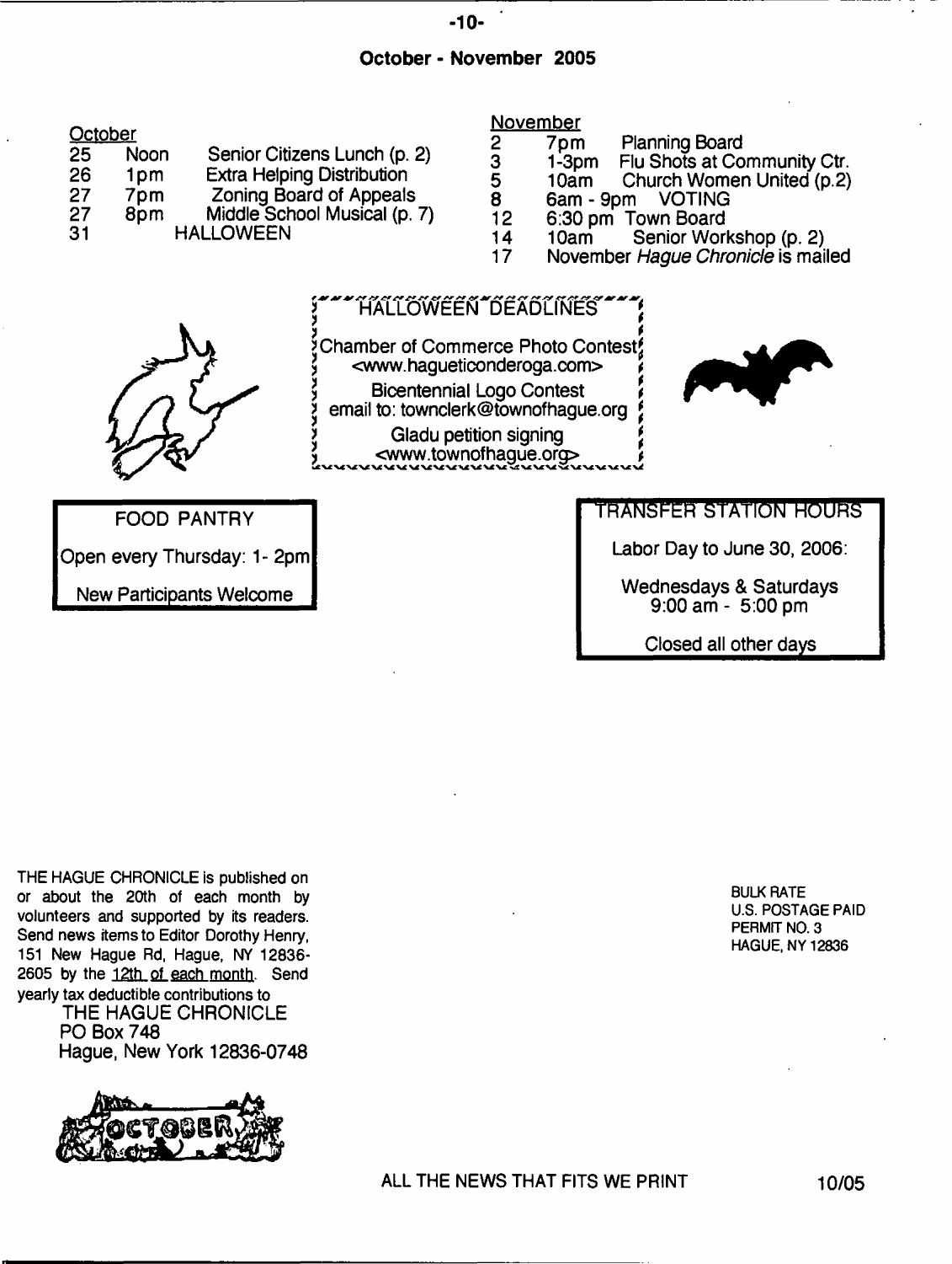## October - November 2005

| October | | |
|---|---|---|
| 25 | Noon | Senior Citizens Lunch (p. 2) |
| 26 | 1pm | Extra Helping Distribution |
| 27 | 7pm | Zoning Board of Appeals |
| 27 | 8pm | Middle School Musical (p. 7) |
| 31 | | HALLOWEEN |

| November | | |
|---|---|---|
| 2 | 7pm | Planning Board |
| 3 | 1-3pm | Flu Shots at Community Ctr. |
| 5 | 10am | Church Women United (p.2) |
| 8 | 6am - 9pm | VOTING |
| 12 | 6:30 pm | Town Board |
| 14 | 10am | Senior Workshop (p. 2) |
| 17 | | November *Hague Chronicle* is mailed |

### HALLOWEEN DEADLINES

Chamber of Commerce Photo Contest
<www.hagueticonderoga.com>

Bicentennial Logo Contest
email to: townclerk@townofhague.org

Gladu petition signing
<www.townofhague.org>

### FOOD PANTRY

Open every Thursday: 1- 2pm

New Participants Welcome

### TRANSFER STATION HOURS

Labor Day to June 30, 2006:

Wednesdays & Saturdays
9:00 am - 5:00 pm

Closed all other days

THE HAGUE CHRONICLE is published on or about the 20th of each month by volunteers and supported by its readers. Send news items to Editor Dorothy Henry, 151 New Hague Rd, Hague, NY 12836-2605 by the 12th of each month. Send yearly tax deductible contributions to

THE HAGUE CHRONICLE
PO Box 748
Hague, New York 12836-0748

BULK RATE
U.S. POSTAGE PAID
PERMIT NO. 3
HAGUE, NY 12836

ALL THE NEWS THAT FITS WE PRINT

10/05